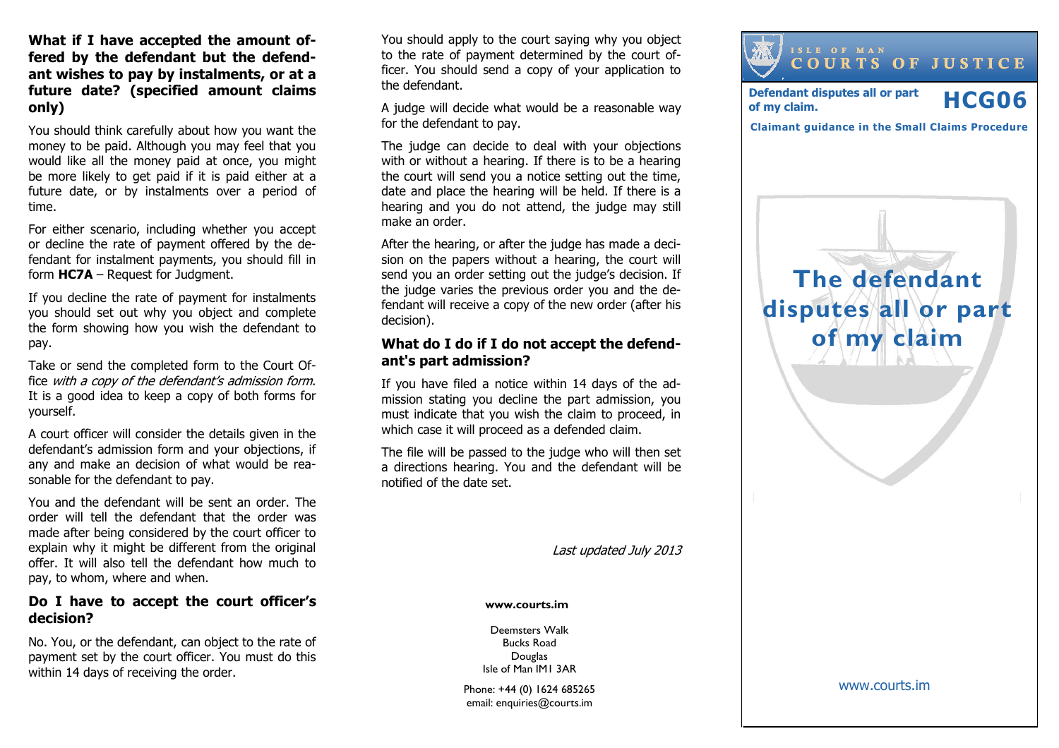### What if I have accepted the amount offered by the defendant but the defendant wishes to pay by instalments, or at a future date? (specified amount claims only)

You should think carefully about how you want the money to be paid. Although you may feel that you would like all the money paid at once, you might be more likely to get paid if it is paid either at a future date, or by instalments over a period of time.

For either scenario, including whether you accept or decline the rate of payment offered by the defendant for instalment payments, you should fill in form **HC7A** – Request for Judgment.

If you decline the rate of payment for instalments you should set out why you object and complete the form showing how you wish the defendant to pay.

Take or send the completed form to the Court Office *with a copy of the defendant's admission form*. It is a good idea to keep a copy of both forms for yourself.

A court officer will consider the details given in the defendant's admission form and your objections, if any and make an decision of what would be reasonable for the defendant to pay.

You and the defendant will be sent an order. The order will tell the defendant that the order was made after being considered by the court officer to explain why it might be different from the original offer. It will also tell the defendant how much to pay, to whom, where and when.

### Do I have to accept the court officer's decision?

No. You, or the defendant, can object to the rate of payment set by the court officer. You must do this within 14 days of receiving the order.

You should apply to the court saying why you object to the rate of payment determined by the court officer. You should send a copy of your application to the defendant.

A judge will decide what would be a reasonable way for the defendant to pay.

The judge can decide to deal with your objections with or without a hearing. If there is to be a hearing the court will send you a notice setting out the time, date and place the hearing will be held. If there is a hearing and you do not attend, the judge may still make an order.

After the hearing, or after the judge has made a decision on the papers without a hearing, the court will send you an order setting out the judge's decision. If the judge varies the previous order you and the defendant will receive a copy of the new order (after his decision).

### What do I do if I do not accept the defendant's part admission?

If you have filed a notice within 14 days of the admission stating you decline the part admission, you must indicate that you wish the claim to proceed, in which case it will proceed as a defended claim.

The file will be passed to the judge who will then set a directions hearing. You and the defendant will be notified of the date set.

*Last updated July 2013*

**www.courts.im**

Deemsters Walk
Bucks Road
Douglas
Isle of Man IM1 3AR

Phone: +44 (0) 1624 685265
email: enquiries@courts.im

ISLE OF MAN
COURTS OF JUSTICE

**Defendant disputes all or part of my claim.** **HCG06**

**Claimant guidance in the Small Claims Procedure**

# The defendant disputes all or part of my claim

www.courts.im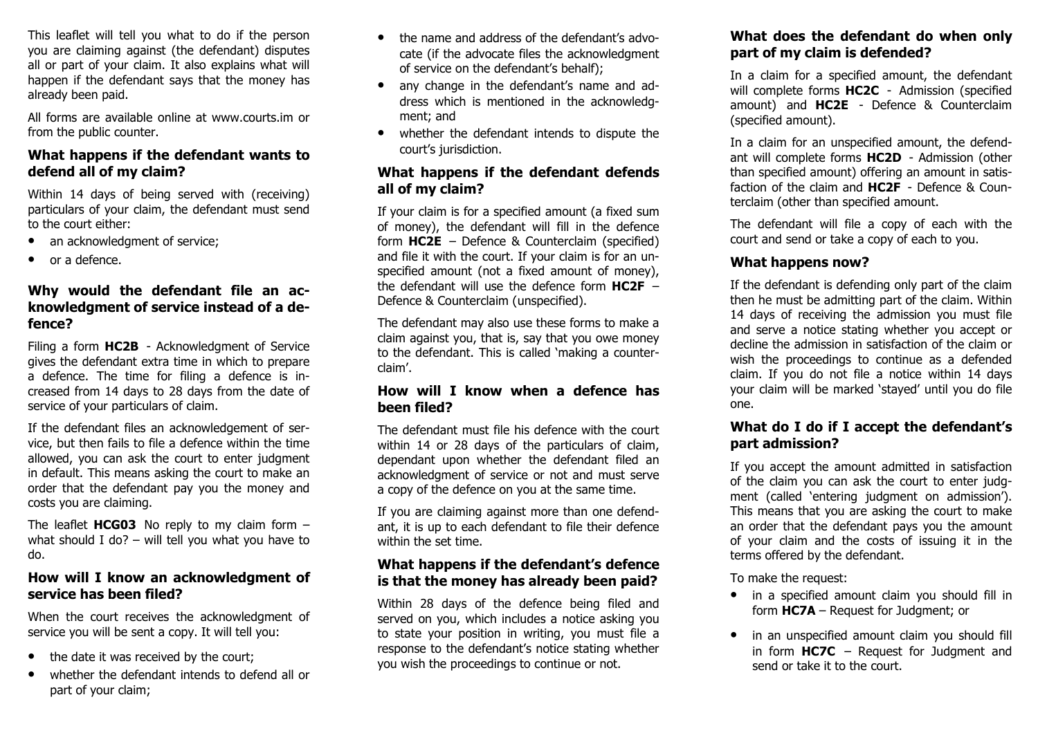This leaflet will tell you what to do if the person you are claiming against (the defendant) disputes all or part of your claim. It also explains what will happen if the defendant says that the money has already been paid.

All forms are available online at www.courts.im or from the public counter.

## What happens if the defendant wants to defend all of my claim?

Within 14 days of being served with (receiving) particulars of your claim, the defendant must send to the court either:

- an acknowledgment of service;
- or a defence.

## Why would the defendant file an acknowledgment of service instead of a defence?

Filing a form **HC2B** - Acknowledgment of Service gives the defendant extra time in which to prepare a defence. The time for filing a defence is increased from 14 days to 28 days from the date of service of your particulars of claim.

If the defendant files an acknowledgement of service, but then fails to file a defence within the time allowed, you can ask the court to enter judgment in default. This means asking the court to make an order that the defendant pay you the money and costs you are claiming.

The leaflet **HCG03** No reply to my claim form – what should I do? – will tell you what you have to do.

## How will I know an acknowledgment of service has been filed?

When the court receives the acknowledgment of service you will be sent a copy. It will tell you:

- the date it was received by the court;
- whether the defendant intends to defend all or part of your claim;
- the name and address of the defendant's advocate (if the advocate files the acknowledgment of service on the defendant's behalf);
- any change in the defendant's name and address which is mentioned in the acknowledgment; and
- whether the defendant intends to dispute the court's jurisdiction.

## What happens if the defendant defends all of my claim?

If your claim is for a specified amount (a fixed sum of money), the defendant will fill in the defence form **HC2E** – Defence & Counterclaim (specified) and file it with the court. If your claim is for an unspecified amount (not a fixed amount of money), the defendant will use the defence form **HC2F** – Defence & Counterclaim (unspecified).

The defendant may also use these forms to make a claim against you, that is, say that you owe money to the defendant. This is called 'making a counterclaim'.

## How will I know when a defence has been filed?

The defendant must file his defence with the court within 14 or 28 days of the particulars of claim, dependant upon whether the defendant filed an acknowledgment of service or not and must serve a copy of the defence on you at the same time.

If you are claiming against more than one defendant, it is up to each defendant to file their defence within the set time.

## What happens if the defendant's defence is that the money has already been paid?

Within 28 days of the defence being filed and served on you, which includes a notice asking you to state your position in writing, you must file a response to the defendant's notice stating whether you wish the proceedings to continue or not.

## What does the defendant do when only part of my claim is defended?

In a claim for a specified amount, the defendant will complete forms **HC2C** - Admission (specified amount) and **HC2E** - Defence & Counterclaim (specified amount).

In a claim for an unspecified amount, the defendant will complete forms **HC2D** - Admission (other than specified amount) offering an amount in satisfaction of the claim and **HC2F** - Defence & Counterclaim (other than specified amount.

The defendant will file a copy of each with the court and send or take a copy of each to you.

## What happens now?

If the defendant is defending only part of the claim then he must be admitting part of the claim. Within 14 days of receiving the admission you must file and serve a notice stating whether you accept or decline the admission in satisfaction of the claim or wish the proceedings to continue as a defended claim. If you do not file a notice within 14 days your claim will be marked 'stayed' until you do file one.

## What do I do if I accept the defendant's part admission?

If you accept the amount admitted in satisfaction of the claim you can ask the court to enter judgment (called 'entering judgment on admission'). This means that you are asking the court to make an order that the defendant pays you the amount of your claim and the costs of issuing it in the terms offered by the defendant.

To make the request:

- in a specified amount claim you should fill in form **HC7A** – Request for Judgment; or
- in an unspecified amount claim you should fill in form **HC7C** – Request for Judgment and send or take it to the court.